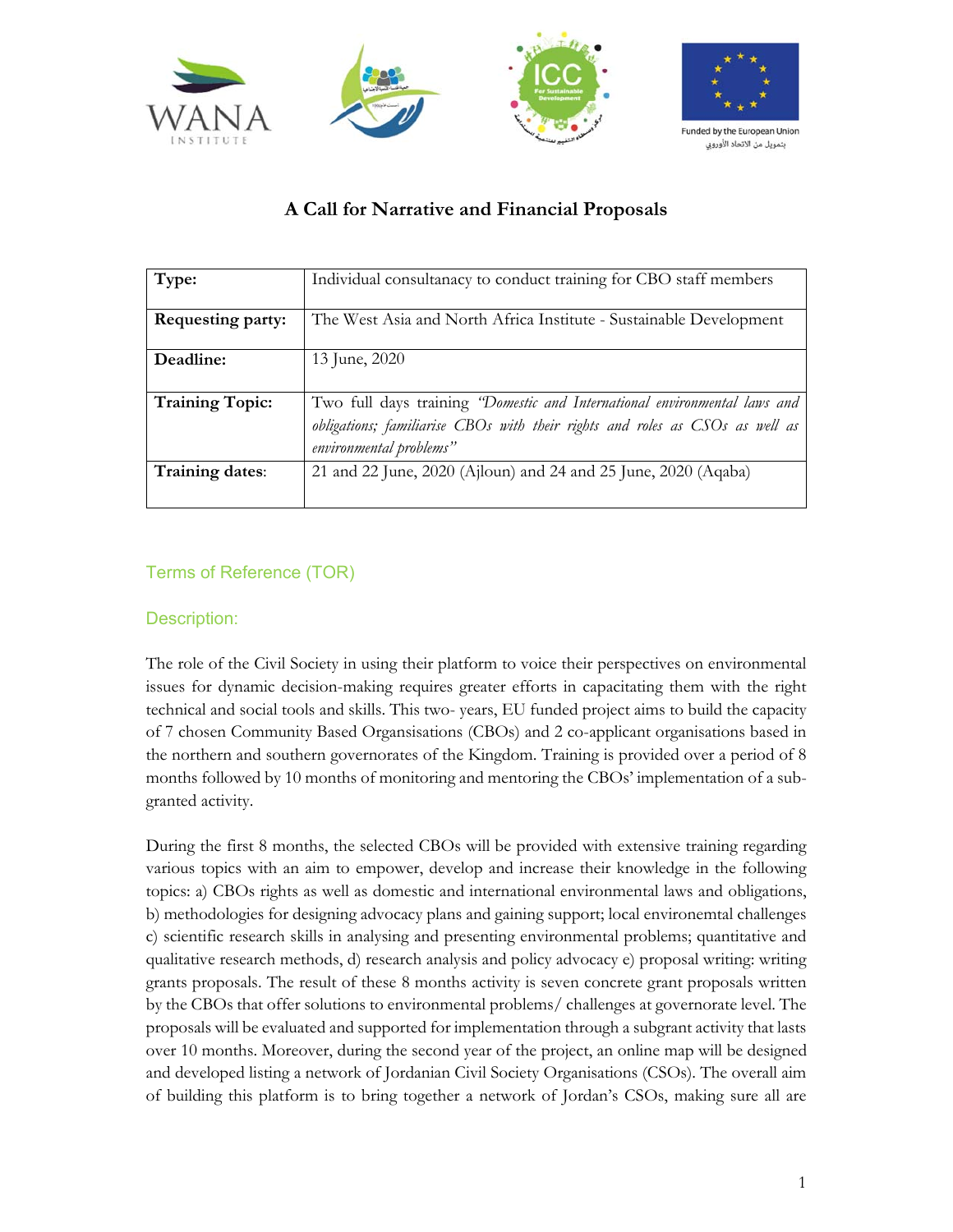# A Call for Narrative and Financial Proposals

| **Type:** | Individual consultanacy to conduct training for CBO staff members |
|---|---|
| **Requesting party:** | The West Asia and North Africa Institute - Sustainable Development |
| **Deadline:** | 13 June, 2020 |
| **Training Topic:** | Two full days training *"Domestic and International environmental laws and obligations; familiarise CBOs with their rights and roles as CSOs as well as environmental problems"* |
| **Training dates**: | 21 and 22 June, 2020 (Ajloun) and 24 and 25 June, 2020 (Aqaba) |

## Terms of Reference (TOR)

## Description:

The role of the Civil Society in using their platform to voice their perspectives on environmental issues for dynamic decision-making requires greater efforts in capacitating them with the right technical and social tools and skills. This two- years, EU funded project aims to build the capacity of 7 chosen Community Based Organisations (CBOs) and 2 co-applicant organisations based in the northern and southern governorates of the Kingdom. Training is provided over a period of 8 months followed by 10 months of monitoring and mentoring the CBOs' implementation of a sub-granted activity.

During the first 8 months, the selected CBOs will be provided with extensive training regarding various topics with an aim to empower, develop and increase their knowledge in the following topics: a) CBOs rights as well as domestic and international environmental laws and obligations, b) methodologies for designing advocacy plans and gaining support; local environemtal challenges c) scientific research skills in analysing and presenting environmental problems; quantitative and qualitative research methods, d) research analysis and policy advocacy e) proposal writing: writing grants proposals. The result of these 8 months activity is seven concrete grant proposals written by the CBOs that offer solutions to environmental problems/ challenges at governorate level. The proposals will be evaluated and supported for implementation through a subgrant activity that lasts over 10 months. Moreover, during the second year of the project, an online map will be designed and developed listing a network of Jordanian Civil Society Organisations (CSOs). The overall aim of building this platform is to bring together a network of Jordan's CSOs, making sure all are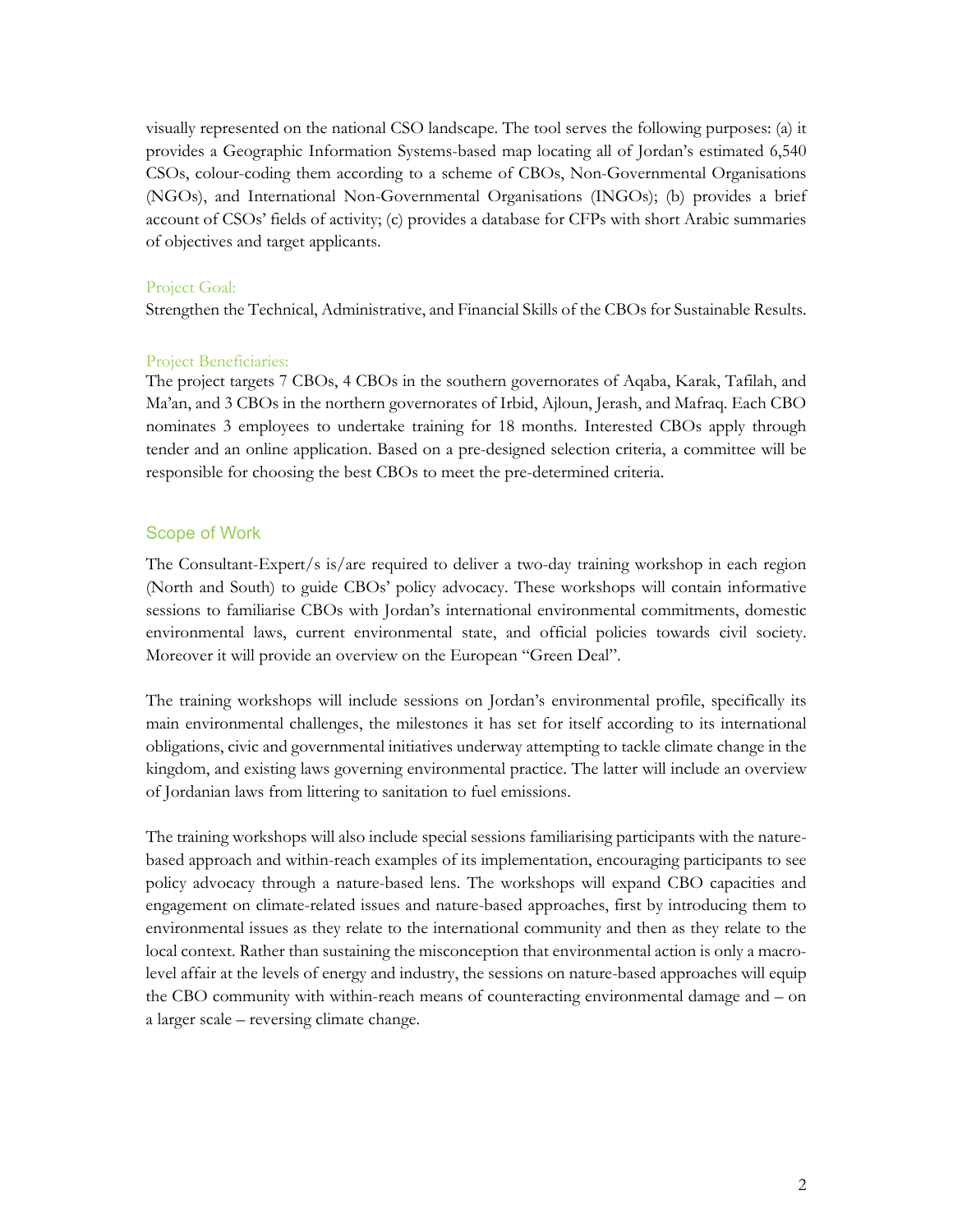visually represented on the national CSO landscape. The tool serves the following purposes: (a) it provides a Geographic Information Systems-based map locating all of Jordan's estimated 6,540 CSOs, colour-coding them according to a scheme of CBOs, Non-Governmental Organisations (NGOs), and International Non-Governmental Organisations (INGOs); (b) provides a brief account of CSOs' fields of activity; (c) provides a database for CFPs with short Arabic summaries of objectives and target applicants.

### Project Goal:

Strengthen the Technical, Administrative, and Financial Skills of the CBOs for Sustainable Results.

### Project Beneficiaries:

The project targets 7 CBOs, 4 CBOs in the southern governorates of Aqaba, Karak, Tafilah, and Ma'an, and 3 CBOs in the northern governorates of Irbid, Ajloun, Jerash, and Mafraq. Each CBO nominates 3 employees to undertake training for 18 months. Interested CBOs apply through tender and an online application. Based on a pre-designed selection criteria, a committee will be responsible for choosing the best CBOs to meet the pre-determined criteria.

## Scope of Work

The Consultant-Expert/s is/are required to deliver a two-day training workshop in each region (North and South) to guide CBOs' policy advocacy. These workshops will contain informative sessions to familiarise CBOs with Jordan's international environmental commitments, domestic environmental laws, current environmental state, and official policies towards civil society. Moreover it will provide an overview on the European "Green Deal".

The training workshops will include sessions on Jordan's environmental profile, specifically its main environmental challenges, the milestones it has set for itself according to its international obligations, civic and governmental initiatives underway attempting to tackle climate change in the kingdom, and existing laws governing environmental practice. The latter will include an overview of Jordanian laws from littering to sanitation to fuel emissions.

The training workshops will also include special sessions familiarising participants with the nature-based approach and within-reach examples of its implementation, encouraging participants to see policy advocacy through a nature-based lens. The workshops will expand CBO capacities and engagement on climate-related issues and nature-based approaches, first by introducing them to environmental issues as they relate to the international community and then as they relate to the local context. Rather than sustaining the misconception that environmental action is only a macro-level affair at the levels of energy and industry, the sessions on nature-based approaches will equip the CBO community with within-reach means of counteracting environmental damage and – on a larger scale – reversing climate change.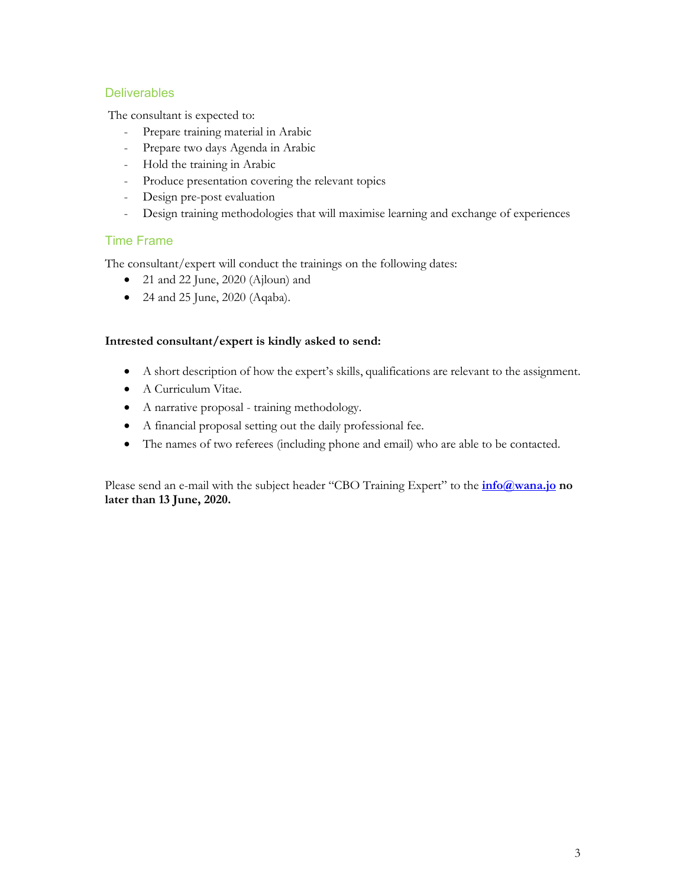## Deliverables

The consultant is expected to:

- Prepare training material in Arabic
- Prepare two days Agenda in Arabic
- Hold the training in Arabic
- Produce presentation covering the relevant topics
- Design pre-post evaluation
- Design training methodologies that will maximise learning and exchange of experiences

## Time Frame

The consultant/expert will conduct the trainings on the following dates:

- 21 and 22 June, 2020 (Ajloun) and
- 24 and 25 June, 2020 (Aqaba).

**Intrested consultant/expert is kindly asked to send:**

- A short description of how the expert's skills, qualifications are relevant to the assignment.
- A Curriculum Vitae.
- A narrative proposal - training methodology.
- A financial proposal setting out the daily professional fee.
- The names of two referees (including phone and email) who are able to be contacted.

Please send an e-mail with the subject header "CBO Training Expert" to the **info@wana.jo** **no later than 13 June, 2020.**